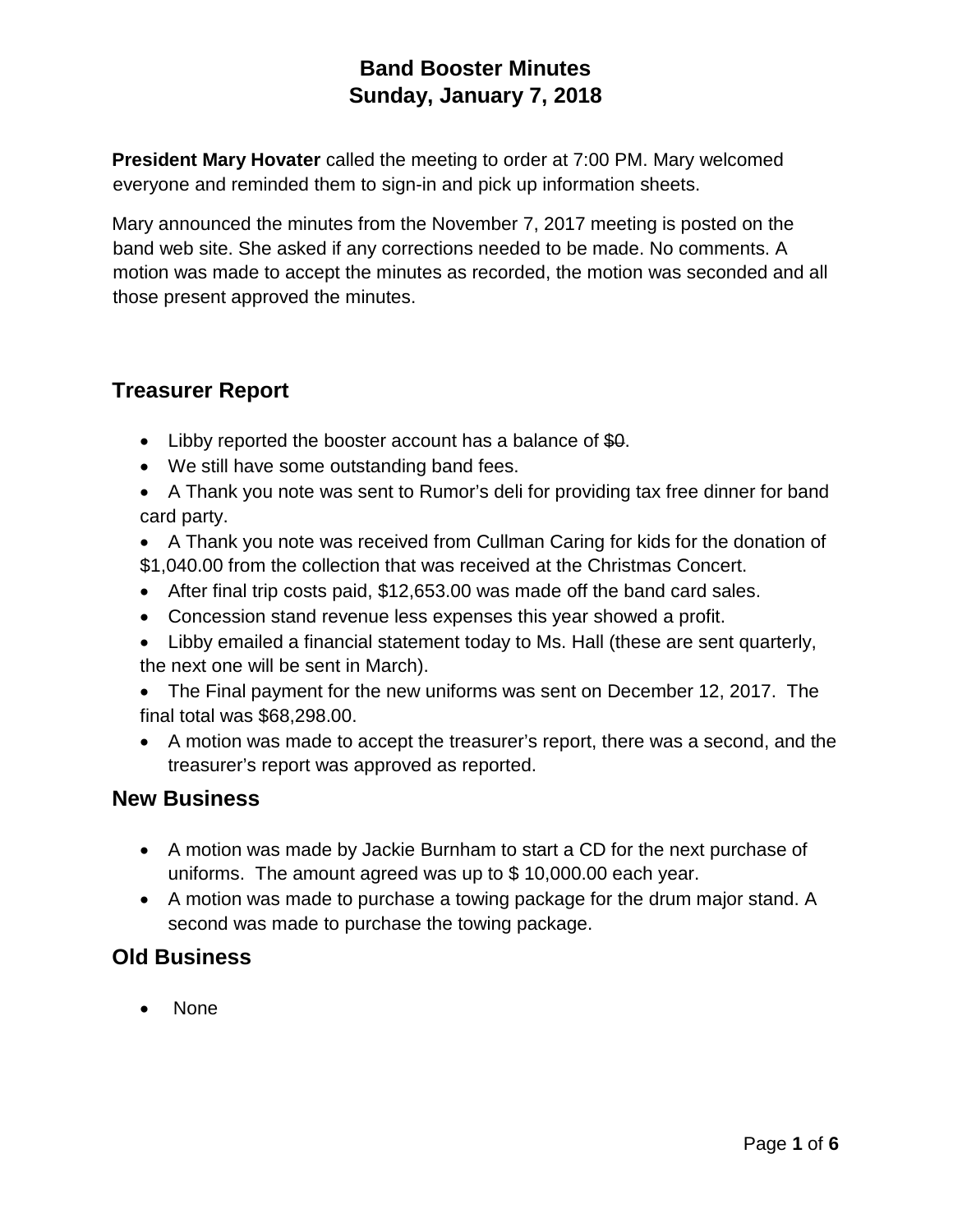# Band Booster Minutes
# Sunday, January 7, 2018

**President Mary Hovater** called the meeting to order at 7:00 PM. Mary welcomed everyone and reminded them to sign-in and pick up information sheets.

Mary announced the minutes from the November 7, 2017 meeting is posted on the band web site. She asked if any corrections needed to be made. No comments. A motion was made to accept the minutes as recorded, the motion was seconded and all those present approved the minutes.

## Treasurer Report

- Libby reported the booster account has a balance of ~~$0~~.
- We still have some outstanding band fees.
- A Thank you note was sent to Rumor's deli for providing tax free dinner for band card party.
- A Thank you note was received from Cullman Caring for kids for the donation of $1,040.00 from the collection that was received at the Christmas Concert.
- After final trip costs paid, $12,653.00 was made off the band card sales.
- Concession stand revenue less expenses this year showed a profit.
- Libby emailed a financial statement today to Ms. Hall (these are sent quarterly, the next one will be sent in March).
- The Final payment for the new uniforms was sent on December 12, 2017. The final total was $68,298.00.
- A motion was made to accept the treasurer's report, there was a second, and the treasurer's report was approved as reported.

## New Business

- A motion was made by Jackie Burnham to start a CD for the next purchase of uniforms. The amount agreed was up to $ 10,000.00 each year.
- A motion was made to purchase a towing package for the drum major stand. A second was made to purchase the towing package.

## Old Business

- None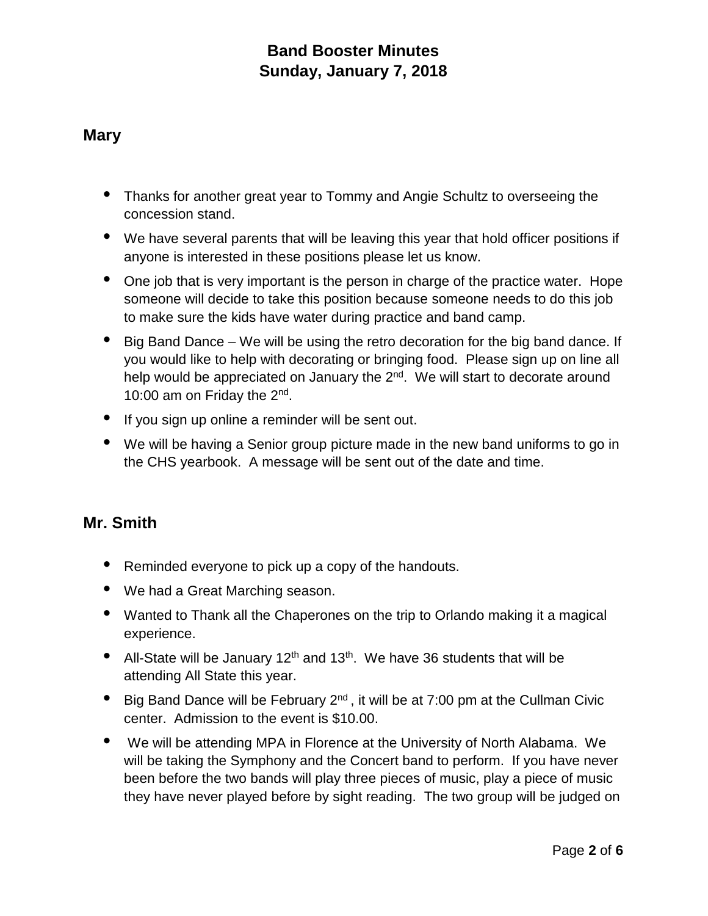# Band Booster Minutes
# Sunday, January 7, 2018

## Mary

- Thanks for another great year to Tommy and Angie Schultz to overseeing the concession stand.
- We have several parents that will be leaving this year that hold officer positions if anyone is interested in these positions please let us know.
- One job that is very important is the person in charge of the practice water. Hope someone will decide to take this position because someone needs to do this job to make sure the kids have water during practice and band camp.
- Big Band Dance – We will be using the retro decoration for the big band dance. If you would like to help with decorating or bringing food. Please sign up on line all help would be appreciated on January the 2nd. We will start to decorate around 10:00 am on Friday the 2nd.
- If you sign up online a reminder will be sent out.
- We will be having a Senior group picture made in the new band uniforms to go in the CHS yearbook. A message will be sent out of the date and time.

## Mr. Smith

- Reminded everyone to pick up a copy of the handouts.
- We had a Great Marching season.
- Wanted to Thank all the Chaperones on the trip to Orlando making it a magical experience.
- All-State will be January 12th and 13th. We have 36 students that will be attending All State this year.
- Big Band Dance will be February 2nd , it will be at 7:00 pm at the Cullman Civic center. Admission to the event is $10.00.
- We will be attending MPA in Florence at the University of North Alabama. We will be taking the Symphony and the Concert band to perform. If you have never been before the two bands will play three pieces of music, play a piece of music they have never played before by sight reading. The two group will be judged on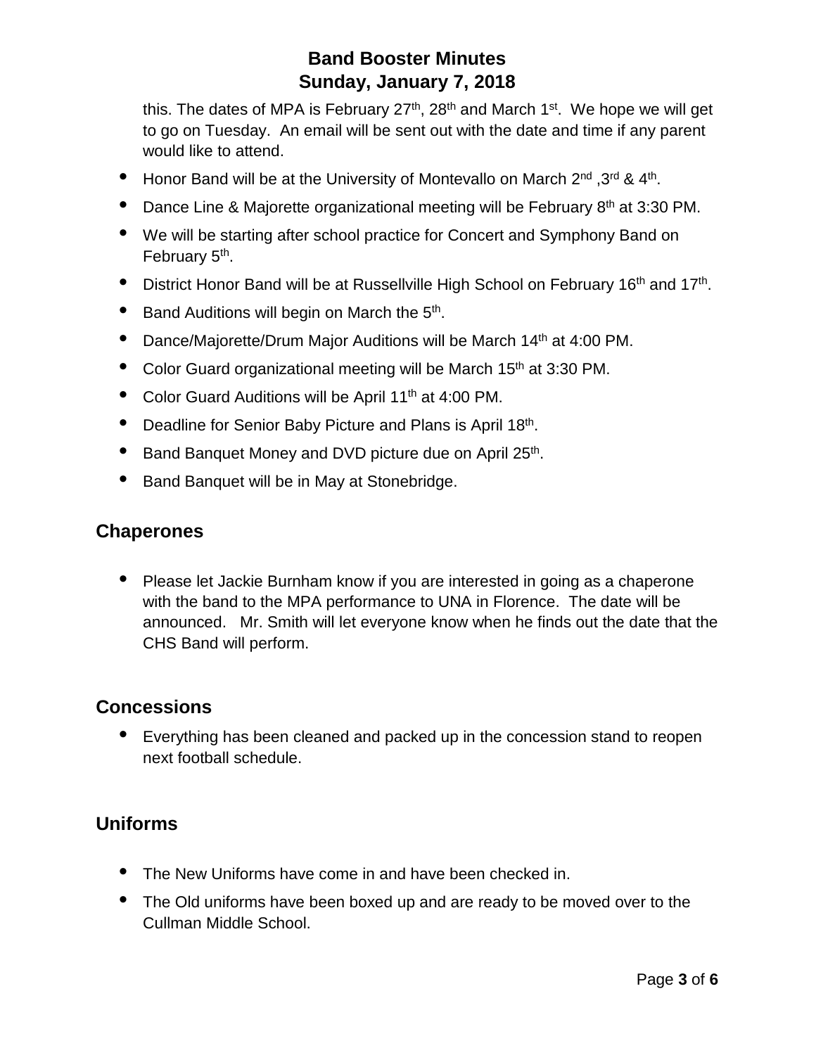this. The dates of MPA is February 27th, 28th and March 1st. We hope we will get to go on Tuesday. An email will be sent out with the date and time if any parent would like to attend.

- Honor Band will be at the University of Montevallo on March 2nd ,3rd & 4th.
- Dance Line & Majorette organizational meeting will be February 8th at 3:30 PM.
- We will be starting after school practice for Concert and Symphony Band on February 5th.
- District Honor Band will be at Russellville High School on February 16th and 17th.
- Band Auditions will begin on March the 5th.
- Dance/Majorette/Drum Major Auditions will be March 14th at 4:00 PM.
- Color Guard organizational meeting will be March 15th at 3:30 PM.
- Color Guard Auditions will be April 11th at 4:00 PM.
- Deadline for Senior Baby Picture and Plans is April 18th.
- Band Banquet Money and DVD picture due on April 25th.
- Band Banquet will be in May at Stonebridge.

## Chaperones

- Please let Jackie Burnham know if you are interested in going as a chaperone with the band to the MPA performance to UNA in Florence. The date will be announced. Mr. Smith will let everyone know when he finds out the date that the CHS Band will perform.

## Concessions

- Everything has been cleaned and packed up in the concession stand to reopen next football schedule.

## Uniforms

- The New Uniforms have come in and have been checked in.
- The Old uniforms have been boxed up and are ready to be moved over to the Cullman Middle School.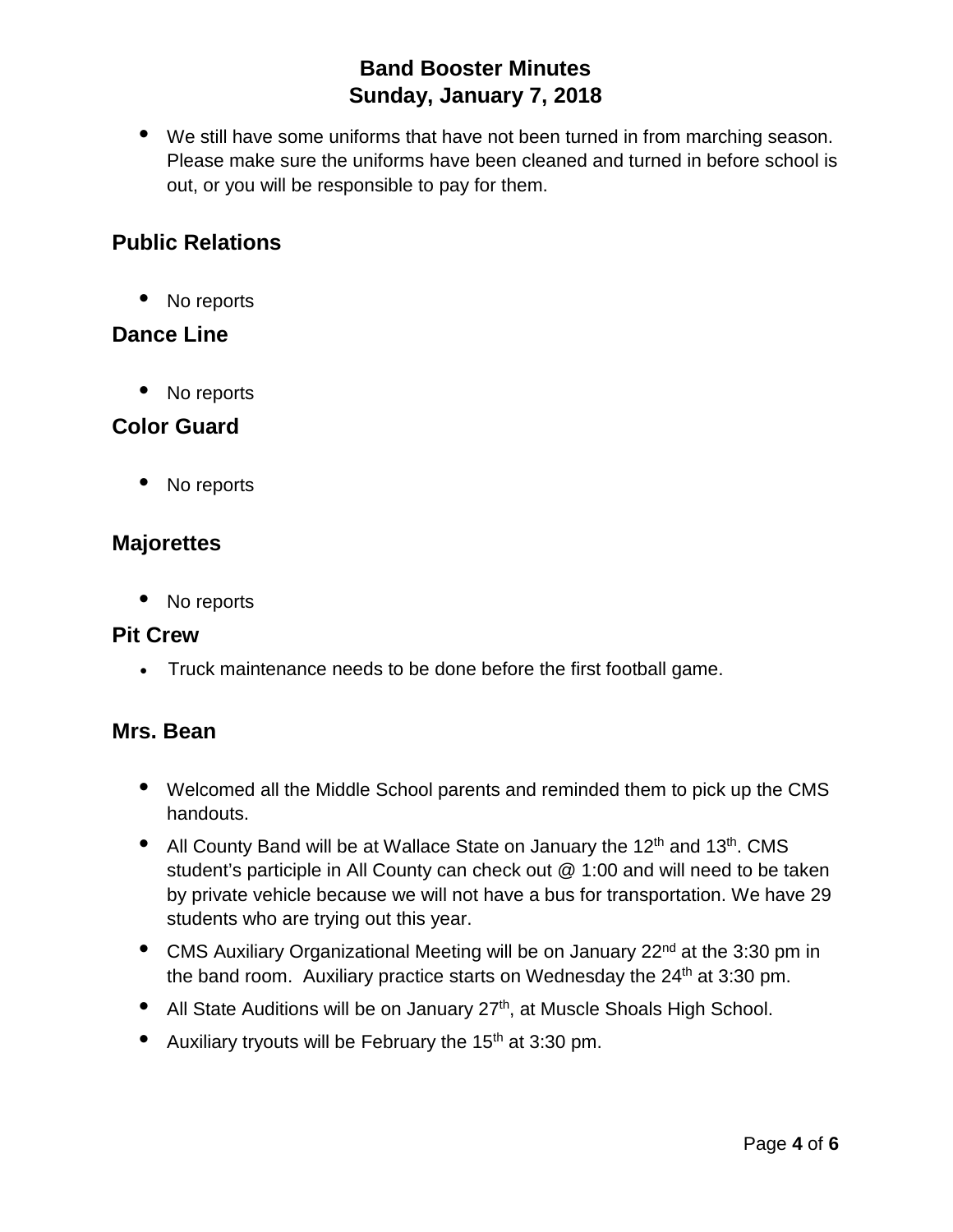- We still have some uniforms that have not been turned in from marching season. Please make sure the uniforms have been cleaned and turned in before school is out, or you will be responsible to pay for them.

## Public Relations

- No reports

## Dance Line

- No reports

## Color Guard

- No reports

## Majorettes

- No reports

## Pit Crew

- Truck maintenance needs to be done before the first football game.

## Mrs. Bean

- Welcomed all the Middle School parents and reminded them to pick up the CMS handouts.
- All County Band will be at Wallace State on January the 12th and 13th. CMS student's participle in All County can check out @ 1:00 and will need to be taken by private vehicle because we will not have a bus for transportation. We have 29 students who are trying out this year.
- CMS Auxiliary Organizational Meeting will be on January 22nd at the 3:30 pm in the band room. Auxiliary practice starts on Wednesday the 24th at 3:30 pm.
- All State Auditions will be on January 27th, at Muscle Shoals High School.
- Auxiliary tryouts will be February the 15th at 3:30 pm.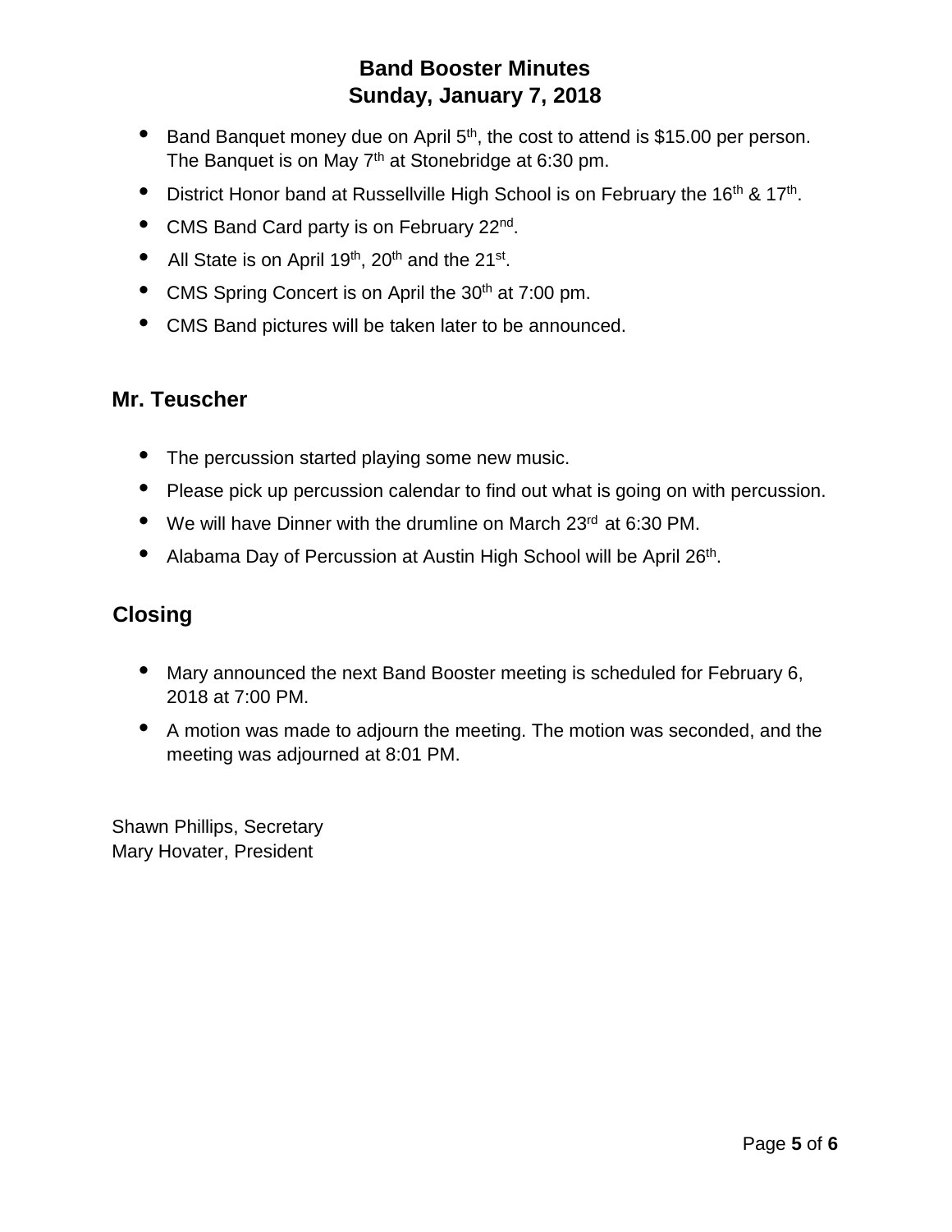- Band Banquet money due on April 5th, the cost to attend is $15.00 per person. The Banquet is on May 7th at Stonebridge at 6:30 pm.
- District Honor band at Russellville High School is on February the 16th & 17th.
- CMS Band Card party is on February 22nd.
- All State is on April 19th, 20th and the 21st.
- CMS Spring Concert is on April the 30th at 7:00 pm.
- CMS Band pictures will be taken later to be announced.

## Mr. Teuscher

- The percussion started playing some new music.
- Please pick up percussion calendar to find out what is going on with percussion.
- We will have Dinner with the drumline on March 23rd at 6:30 PM.
- Alabama Day of Percussion at Austin High School will be April 26th.

## Closing

- Mary announced the next Band Booster meeting is scheduled for February 6, 2018 at 7:00 PM.
- A motion was made to adjourn the meeting. The motion was seconded, and the meeting was adjourned at 8:01 PM.

Shawn Phillips, Secretary
Mary Hovater, President